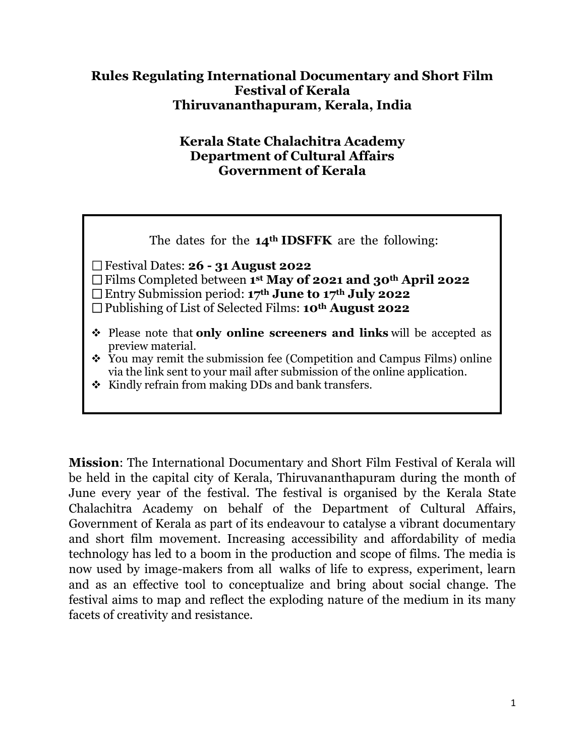# Rules Regulating International Documentary and Short Film Festival of Kerala
# Thiruvananthapuram, Kerala, India

## Kerala State Chalachitra Academy
## Department of Cultural Affairs
## Government of Kerala

The dates for the **14th IDSFFK** are the following:

- ☐ Festival Dates: **26 - 31 August 2022**
- ☐ Films Completed between **1st May of 2021 and 30th April 2022**
- ☐ Entry Submission period: **17th June to 17th July 2022**
- ☐ Publishing of List of Selected Films: **10th August 2022**

- ❖ Please note that **only online screeners and links** will be accepted as preview material.
- ❖ You may remit the submission fee (Competition and Campus Films) online via the link sent to your mail after submission of the online application.
- ❖ Kindly refrain from making DDs and bank transfers.

**Mission**: The International Documentary and Short Film Festival of Kerala will be held in the capital city of Kerala, Thiruvananthapuram during the month of June every year of the festival. The festival is organised by the Kerala State Chalachitra Academy on behalf of the Department of Cultural Affairs, Government of Kerala as part of its endeavour to catalyse a vibrant documentary and short film movement. Increasing accessibility and affordability of media technology has led to a boom in the production and scope of films. The media is now used by image-makers from all walks of life to express, experiment, learn and as an effective tool to conceptualize and bring about social change. The festival aims to map and reflect the exploding nature of the medium in its many facets of creativity and resistance.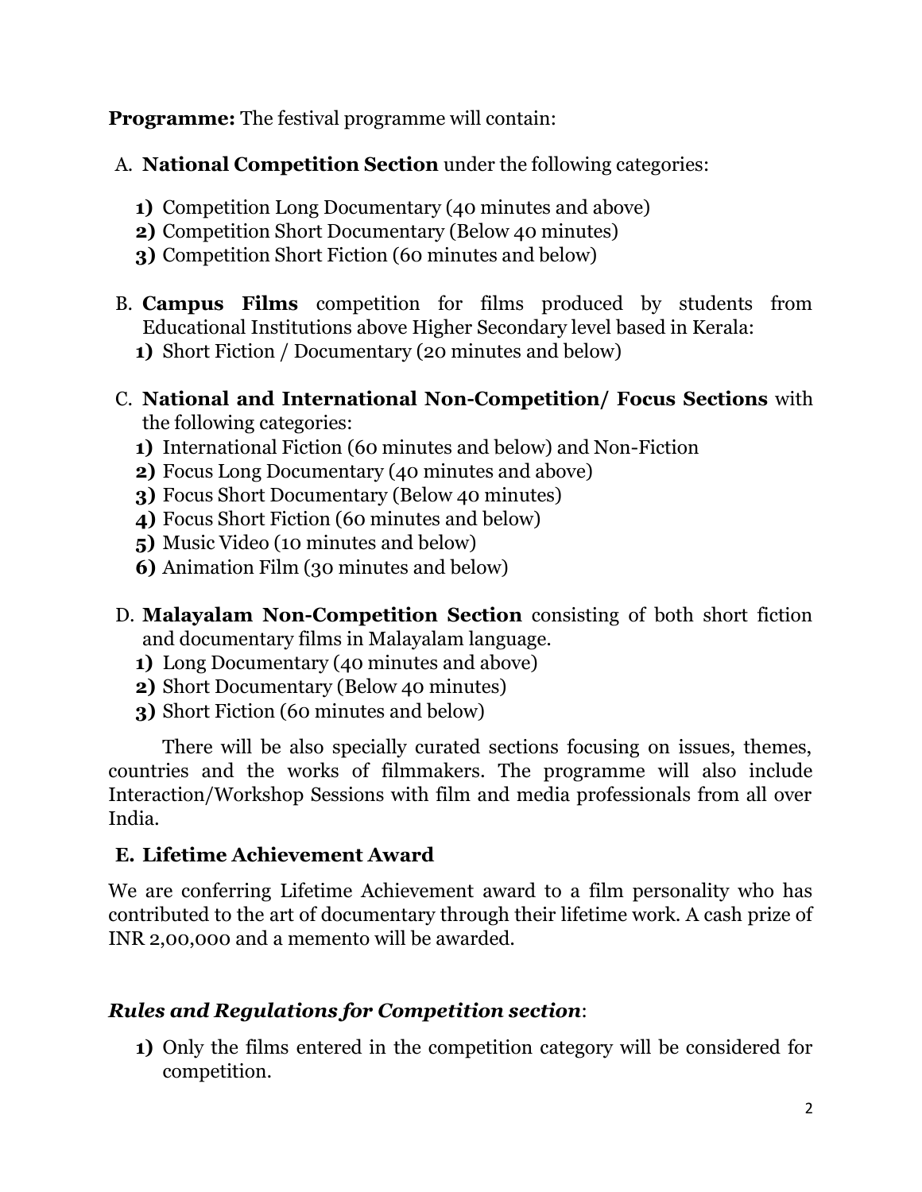**Programme:** The festival programme will contain:

A. **National Competition Section** under the following categories:

   **1)** Competition Long Documentary (40 minutes and above)
   **2)** Competition Short Documentary (Below 40 minutes)
   **3)** Competition Short Fiction (60 minutes and below)

B. **Campus Films** competition for films produced by students from Educational Institutions above Higher Secondary level based in Kerala:

   **1)** Short Fiction / Documentary (20 minutes and below)

C. **National and International Non-Competition/ Focus Sections** with the following categories:

   **1)** International Fiction (60 minutes and below) and Non-Fiction
   **2)** Focus Long Documentary (40 minutes and above)
   **3)** Focus Short Documentary (Below 40 minutes)
   **4)** Focus Short Fiction (60 minutes and below)
   **5)** Music Video (10 minutes and below)
   **6)** Animation Film (30 minutes and below)

D. **Malayalam Non-Competition Section** consisting of both short fiction and documentary films in Malayalam language.

   **1)** Long Documentary (40 minutes and above)
   **2)** Short Documentary (Below 40 minutes)
   **3)** Short Fiction (60 minutes and below)

There will be also specially curated sections focusing on issues, themes, countries and the works of filmmakers. The programme will also include Interaction/Workshop Sessions with film and media professionals from all over India.

**E. Lifetime Achievement Award**

We are conferring Lifetime Achievement award to a film personality who has contributed to the art of documentary through their lifetime work. A cash prize of INR 2,00,000 and a memento will be awarded.

***Rules and Regulations for Competition section***:

**1)** Only the films entered in the competition category will be considered for competition.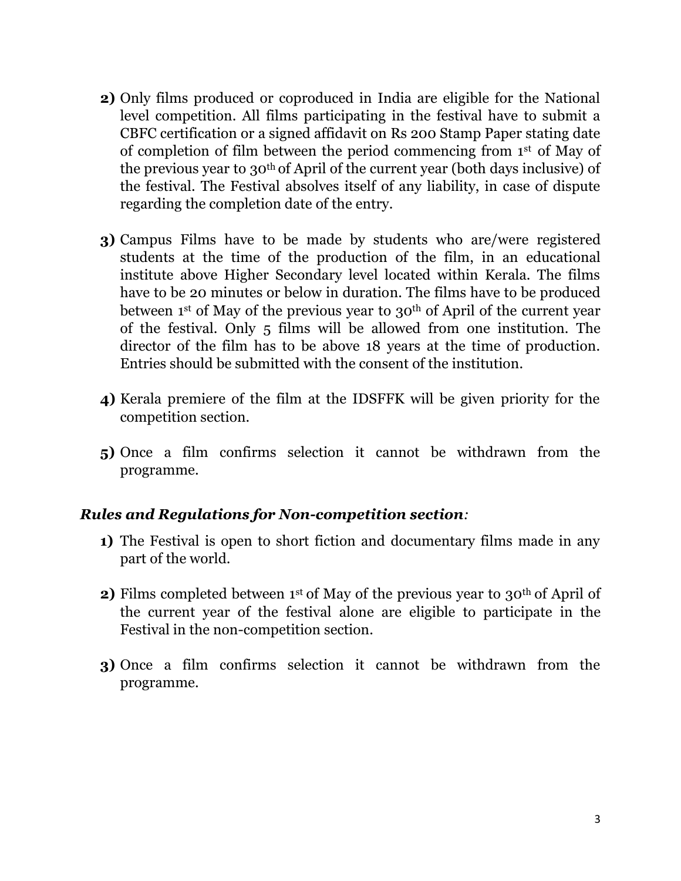**2)** Only films produced or coproduced in India are eligible for the National level competition. All films participating in the festival have to submit a CBFC certification or a signed affidavit on Rs 200 Stamp Paper stating date of completion of film between the period commencing from 1st of May of the previous year to 30th of April of the current year (both days inclusive) of the festival. The Festival absolves itself of any liability, in case of dispute regarding the completion date of the entry.

**3)** Campus Films have to be made by students who are/were registered students at the time of the production of the film, in an educational institute above Higher Secondary level located within Kerala. The films have to be 20 minutes or below in duration. The films have to be produced between 1st of May of the previous year to 30th of April of the current year of the festival. Only 5 films will be allowed from one institution. The director of the film has to be above 18 years at the time of production. Entries should be submitted with the consent of the institution.

**4)** Kerala premiere of the film at the IDSFFK will be given priority for the competition section.

**5)** Once a film confirms selection it cannot be withdrawn from the programme.

***Rules and Regulations for Non-competition section:***

**1)** The Festival is open to short fiction and documentary films made in any part of the world.

**2)** Films completed between 1st of May of the previous year to 30th of April of the current year of the festival alone are eligible to participate in the Festival in the non-competition section.

**3)** Once a film confirms selection it cannot be withdrawn from the programme.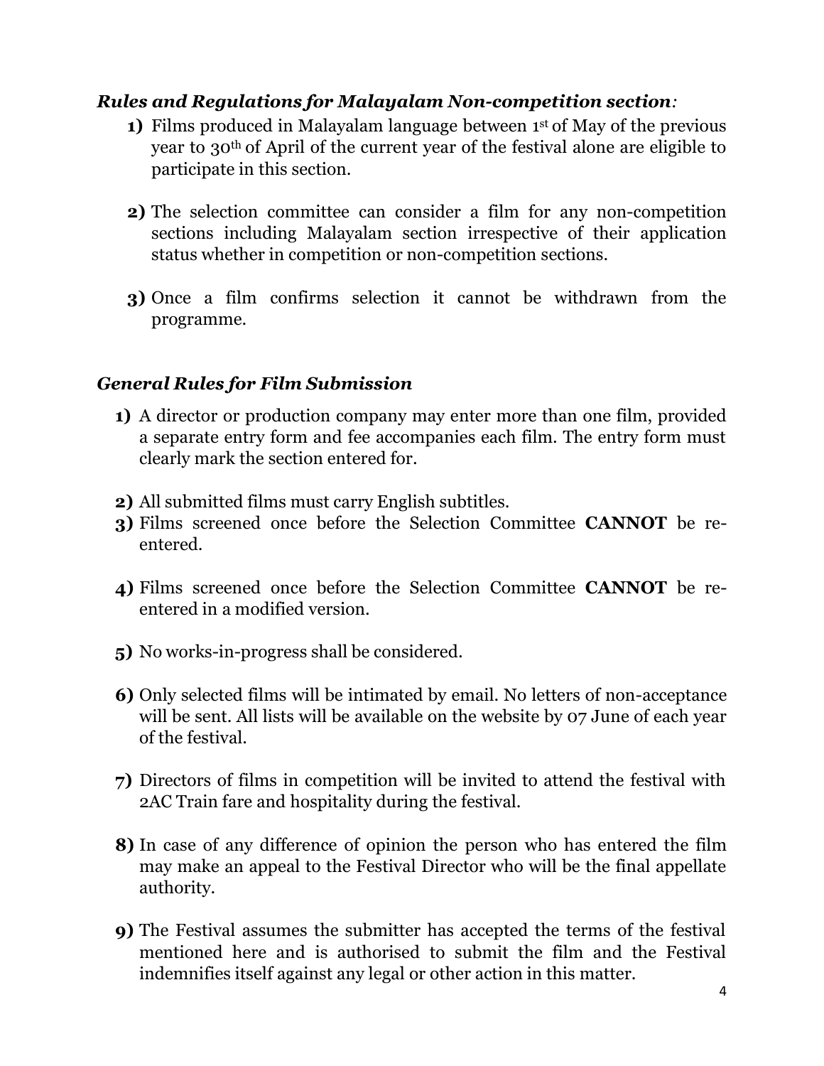### ***Rules and Regulations for Malayalam Non-competition section:***

1) Films produced in Malayalam language between 1st of May of the previous year to 30th of April of the current year of the festival alone are eligible to participate in this section.

2) The selection committee can consider a film for any non-competition sections including Malayalam section irrespective of their application status whether in competition or non-competition sections.

3) Once a film confirms selection it cannot be withdrawn from the programme.

### ***General Rules for Film Submission***

1) A director or production company may enter more than one film, provided a separate entry form and fee accompanies each film. The entry form must clearly mark the section entered for.

2) All submitted films must carry English subtitles.
3) Films screened once before the Selection Committee **CANNOT** be re-entered.

4) Films screened once before the Selection Committee **CANNOT** be re-entered in a modified version.

5) No works-in-progress shall be considered.

6) Only selected films will be intimated by email. No letters of non-acceptance will be sent. All lists will be available on the website by 07 June of each year of the festival.

7) Directors of films in competition will be invited to attend the festival with 2AC Train fare and hospitality during the festival.

8) In case of any difference of opinion the person who has entered the film may make an appeal to the Festival Director who will be the final appellate authority.

9) The Festival assumes the submitter has accepted the terms of the festival mentioned here and is authorised to submit the film and the Festival indemnifies itself against any legal or other action in this matter.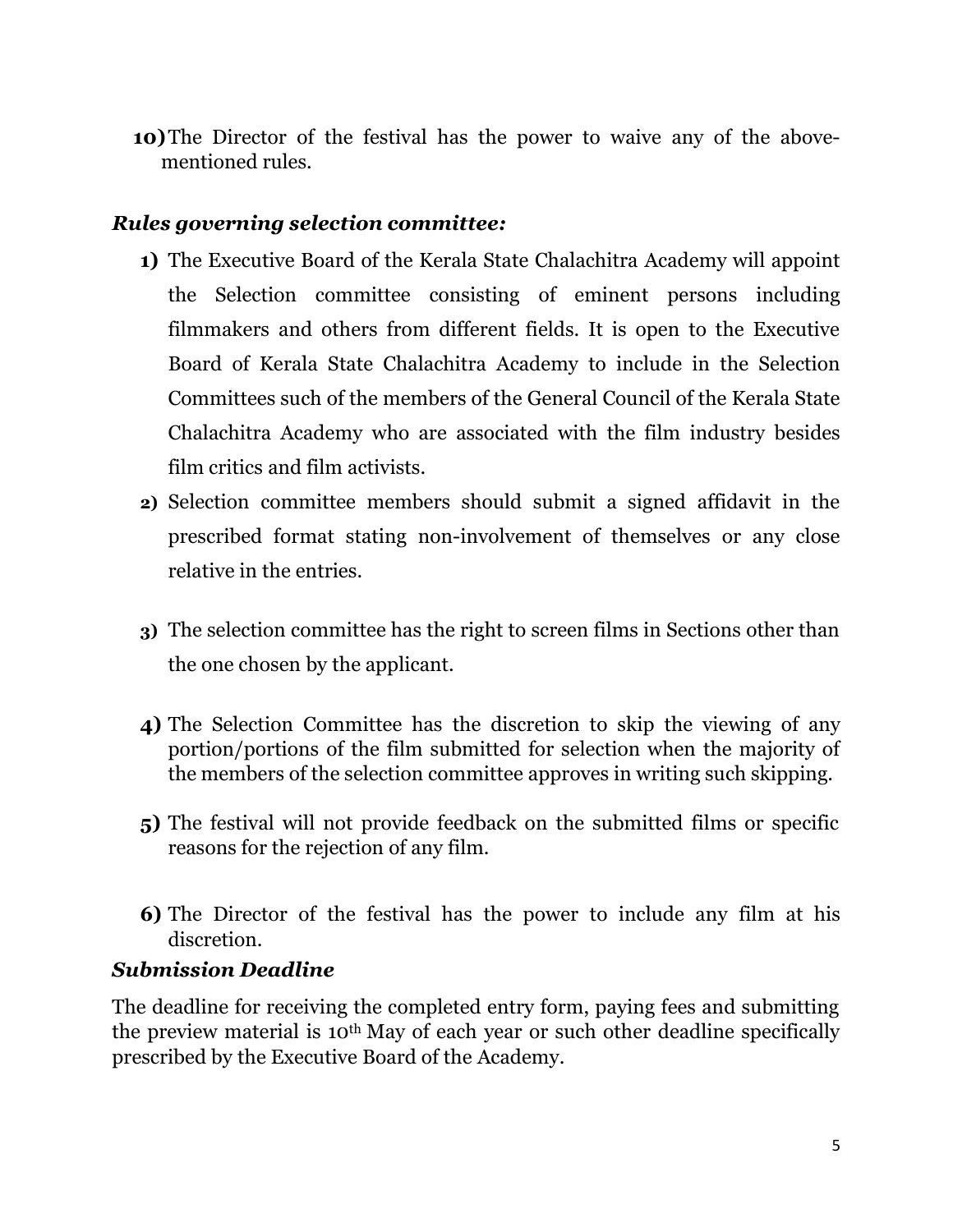10) The Director of the festival has the power to waive any of the above-mentioned rules.

### *Rules governing selection committee:*

1) The Executive Board of the Kerala State Chalachitra Academy will appoint the Selection committee consisting of eminent persons including filmmakers and others from different fields. It is open to the Executive Board of Kerala State Chalachitra Academy to include in the Selection Committees such of the members of the General Council of the Kerala State Chalachitra Academy who are associated with the film industry besides film critics and film activists.
2) Selection committee members should submit a signed affidavit in the prescribed format stating non-involvement of themselves or any close relative in the entries.
3) The selection committee has the right to screen films in Sections other than the one chosen by the applicant.
4) The Selection Committee has the discretion to skip the viewing of any portion/portions of the film submitted for selection when the majority of the members of the selection committee approves in writing such skipping.
5) The festival will not provide feedback on the submitted films or specific reasons for the rejection of any film.
6) The Director of the festival has the power to include any film at his discretion.

### *Submission Deadline*

The deadline for receiving the completed entry form, paying fees and submitting the preview material is 10th May of each year or such other deadline specifically prescribed by the Executive Board of the Academy.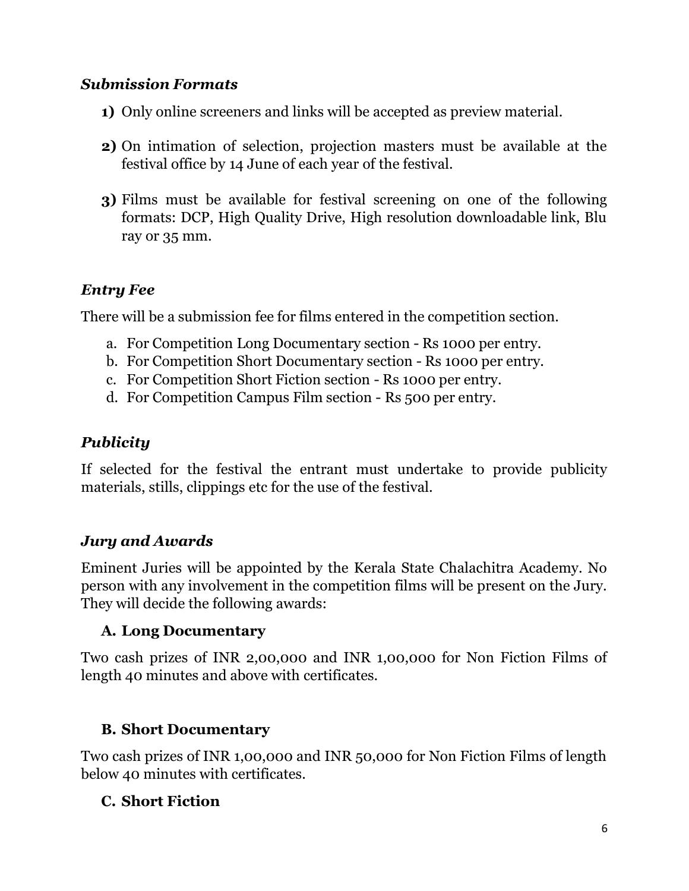### *Submission Formats*

1) Only online screeners and links will be accepted as preview material.

2) On intimation of selection, projection masters must be available at the festival office by 14 June of each year of the festival.

3) Films must be available for festival screening on one of the following formats: DCP, High Quality Drive, High resolution downloadable link, Blu ray or 35 mm.

### *Entry Fee*

There will be a submission fee for films entered in the competition section.

a. For Competition Long Documentary section - Rs 1000 per entry.
b. For Competition Short Documentary section - Rs 1000 per entry.
c. For Competition Short Fiction section - Rs 1000 per entry.
d. For Competition Campus Film section - Rs 500 per entry.

### *Publicity*

If selected for the festival the entrant must undertake to provide publicity materials, stills, clippings etc for the use of the festival.

### *Jury and Awards*

Eminent Juries will be appointed by the Kerala State Chalachitra Academy. No person with any involvement in the competition films will be present on the Jury. They will decide the following awards:

#### A. Long Documentary

Two cash prizes of INR 2,00,000 and INR 1,00,000 for Non Fiction Films of length 40 minutes and above with certificates.

#### B. Short Documentary

Two cash prizes of INR 1,00,000 and INR 50,000 for Non Fiction Films of length below 40 minutes with certificates.

#### C. Short Fiction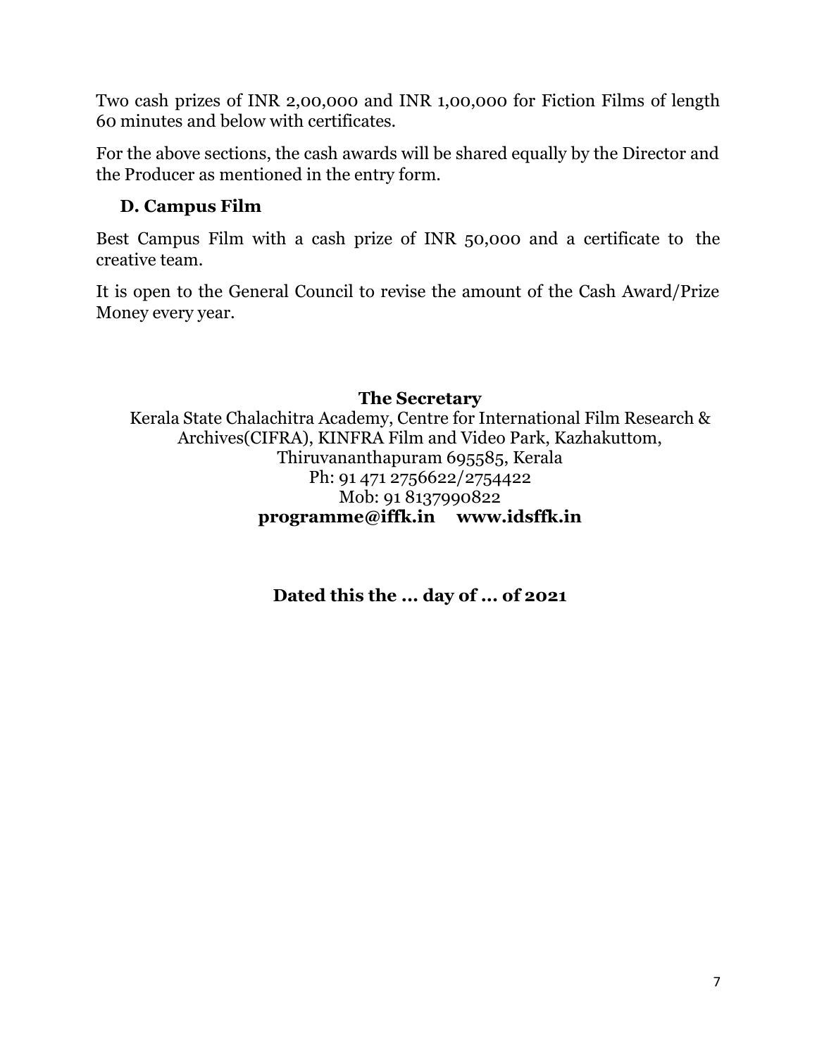Two cash prizes of INR 2,00,000 and INR 1,00,000 for Fiction Films of length 60 minutes and below with certificates.

For the above sections, the cash awards will be shared equally by the Director and the Producer as mentioned in the entry form.

### D. Campus Film

Best Campus Film with a cash prize of INR 50,000 and a certificate to the creative team.

It is open to the General Council to revise the amount of the Cash Award/Prize Money every year.

**The Secretary**
Kerala State Chalachitra Academy, Centre for International Film Research & Archives(CIFRA), KINFRA Film and Video Park, Kazhakuttom,
Thiruvananthapuram 695585, Kerala
Ph: 91 471 2756622/2754422
Mob: 91 8137990822
**programme@iffk.in www.idsffk.in**

**Dated this the … day of … of 2021**